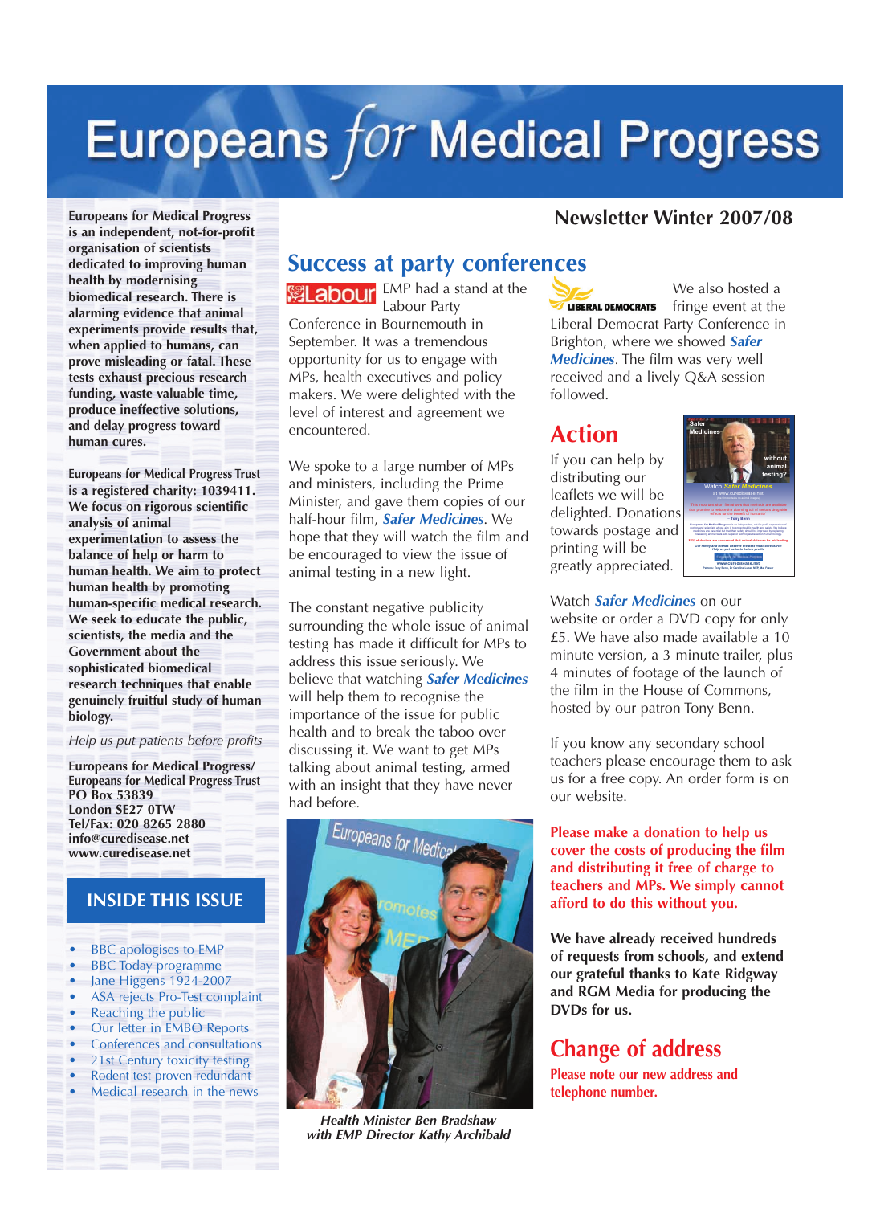# Europeans for Medical Progress

## Newsletter Winter 2007/08

**Europeans for Medical Progress is an independent, not-for-profit organisation of scientists dedicated to improving human health by modernising biomedical research. There is alarming evidence that animal experiments provide results that, when applied to humans, can prove misleading or fatal. These tests exhaust precious research funding, waste valuable time, produce ineffective solutions, and delay progress toward human cures.**

**Europeans for Medical Progress Trust is a registered charity: 1039411. We focus on rigorous scientific analysis of animal experimentation to assess the balance of help or harm to human health. We aim to protect human health by promoting human-specific medical research. We seek to educate the public, scientists, the media and the Government about the sophisticated biomedical research techniques that enable genuinely fruitful study of human biology.**

*Help us put patients before profits*

**Europeans for Medical Progress/
Europeans for Medical Progress Trust
PO Box 53839
London SE27 0TW
Tel/Fax: 020 8265 2880
info@curedisease.net
www.curedisease.net**

### INSIDE THIS ISSUE

- BBC apologises to EMP
- BBC Today programme
- Jane Higgens 1924-2007
- ASA rejects Pro-Test complaint
- Reaching the public
- Our letter in EMBO Reports
- Conferences and consultations
- 21st Century toxicity testing
- Rodent test proven redundant
- Medical research in the news

## Success at party conferences

EMP had a stand at the Labour Party Conference in Bournemouth in September. It was a tremendous opportunity for us to engage with MPs, health executives and policy makers. We were delighted with the level of interest and agreement we encountered.

We spoke to a large number of MPs and ministers, including the Prime Minister, and gave them copies of our half-hour film, ***Safer Medicines***. We hope that they will watch the film and be encouraged to view the issue of animal testing in a new light.

The constant negative publicity surrounding the whole issue of animal testing has made it difficult for MPs to address this issue seriously. We believe that watching ***Safer Medicines*** will help them to recognise the importance of the issue for public health and to break the taboo over discussing it. We want to get MPs talking about animal testing, armed with an insight that they have never had before.

*Health Minister Ben Bradshaw with EMP Director Kathy Archibald*

We also hosted a fringe event at the Liberal Democrat Party Conference in Brighton, where we showed ***Safer Medicines***. The film was very well received and a lively Q&A session followed.

## Action

If you can help by distributing our leaflets we will be delighted. Donations towards postage and printing will be greatly appreciated.

Watch ***Safer Medicines*** on our website or order a DVD copy for only £5. We have also made available a 10 minute version, a 3 minute trailer, plus 4 minutes of footage of the launch of the film in the House of Commons, hosted by our patron Tony Benn.

If you know any secondary school teachers please encourage them to ask us for a free copy. An order form is on our website.

**Please make a donation to help us cover the costs of producing the film and distributing it free of charge to teachers and MPs. We simply cannot afford to do this without you.**

**We have already received hundreds of requests from schools, and extend our grateful thanks to Kate Ridgway and RGM Media for producing the DVDs for us.**

## Change of address

**Please note our new address and telephone number.**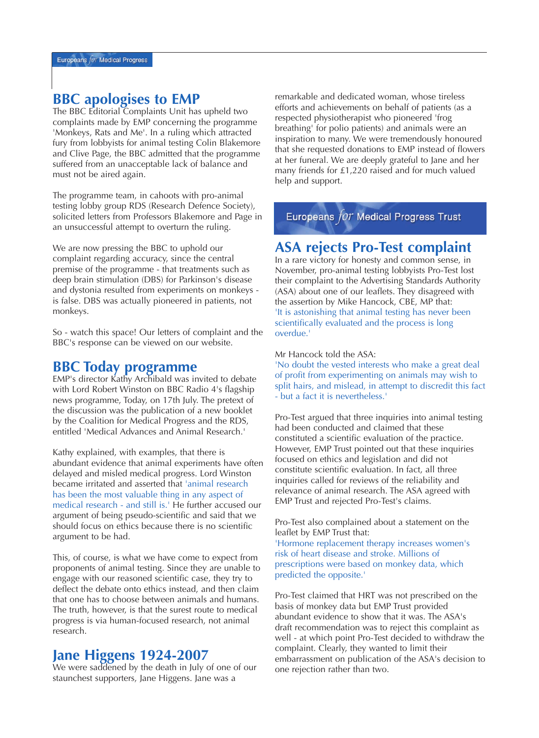## BBC apologises to EMP

The BBC Editorial Complaints Unit has upheld two complaints made by EMP concerning the programme 'Monkeys, Rats and Me'. In a ruling which attracted fury from lobbyists for animal testing Colin Blakemore and Clive Page, the BBC admitted that the programme suffered from an unacceptable lack of balance and must not be aired again.

The programme team, in cahoots with pro-animal testing lobby group RDS (Research Defence Society), solicited letters from Professors Blakemore and Page in an unsuccessful attempt to overturn the ruling.

We are now pressing the BBC to uphold our complaint regarding accuracy, since the central premise of the programme - that treatments such as deep brain stimulation (DBS) for Parkinson's disease and dystonia resulted from experiments on monkeys - is false. DBS was actually pioneered in patients, not monkeys.

So - watch this space! Our letters of complaint and the BBC's response can be viewed on our website.

## BBC Today programme

EMP's director Kathy Archibald was invited to debate with Lord Robert Winston on BBC Radio 4's flagship news programme, Today, on 17th July. The pretext of the discussion was the publication of a new booklet by the Coalition for Medical Progress and the RDS, entitled 'Medical Advances and Animal Research.'

Kathy explained, with examples, that there is abundant evidence that animal experiments have often delayed and misled medical progress. Lord Winston became irritated and asserted that 'animal research has been the most valuable thing in any aspect of medical research - and still is.' He further accused our argument of being pseudo-scientific and said that we should focus on ethics because there is no scientific argument to be had.

This, of course, is what we have come to expect from proponents of animal testing. Since they are unable to engage with our reasoned scientific case, they try to deflect the debate onto ethics instead, and then claim that one has to choose between animals and humans. The truth, however, is that the surest route to medical progress is via human-focused research, not animal research.

## Jane Higgens 1924-2007

We were saddened by the death in July of one of our staunchest supporters, Jane Higgens. Jane was a remarkable and dedicated woman, whose tireless efforts and achievements on behalf of patients (as a respected physiotherapist who pioneered 'frog breathing' for polio patients) and animals were an inspiration to many. We were tremendously honoured that she requested donations to EMP instead of flowers at her funeral. We are deeply grateful to Jane and her many friends for £1,220 raised and for much valued help and support.

# Europeans for Medical Progress Trust

## ASA rejects Pro-Test complaint

In a rare victory for honesty and common sense, in November, pro-animal testing lobbyists Pro-Test lost their complaint to the Advertising Standards Authority (ASA) about one of our leaflets. They disagreed with the assertion by Mike Hancock, CBE, MP that:
'It is astonishing that animal testing has never been scientifically evaluated and the process is long overdue.'

Mr Hancock told the ASA:
'No doubt the vested interests who make a great deal of profit from experimenting on animals may wish to split hairs, and mislead, in attempt to discredit this fact - but a fact it is nevertheless.'

Pro-Test argued that three inquiries into animal testing had been conducted and claimed that these constituted a scientific evaluation of the practice. However, EMP Trust pointed out that these inquiries focused on ethics and legislation and did not constitute scientific evaluation. In fact, all three inquiries called for reviews of the reliability and relevance of animal research. The ASA agreed with EMP Trust and rejected Pro-Test's claims.

Pro-Test also complained about a statement on the leaflet by EMP Trust that:
'Hormone replacement therapy increases women's risk of heart disease and stroke. Millions of prescriptions were based on monkey data, which predicted the opposite.'

Pro-Test claimed that HRT was not prescribed on the basis of monkey data but EMP Trust provided abundant evidence to show that it was. The ASA's draft recommendation was to reject this complaint as well - at which point Pro-Test decided to withdraw the complaint. Clearly, they wanted to limit their embarrassment on publication of the ASA's decision to one rejection rather than two.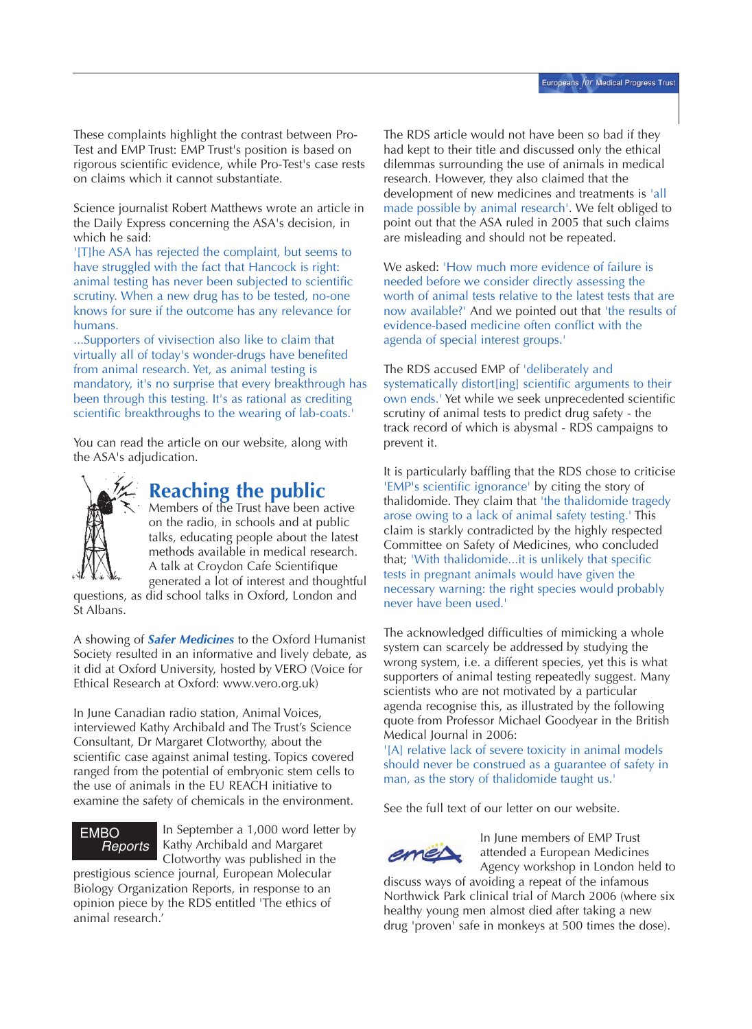These complaints highlight the contrast between Pro-Test and EMP Trust: EMP Trust's position is based on rigorous scientific evidence, while Pro-Test's case rests on claims which it cannot substantiate.

Science journalist Robert Matthews wrote an article in the Daily Express concerning the ASA's decision, in which he said:

'[T]he ASA has rejected the complaint, but seems to have struggled with the fact that Hancock is right: animal testing has never been subjected to scientific scrutiny. When a new drug has to be tested, no-one knows for sure if the outcome has any relevance for humans.

...Supporters of vivisection also like to claim that virtually all of today's wonder-drugs have benefited from animal research. Yet, as animal testing is mandatory, it's no surprise that every breakthrough has been through this testing. It's as rational as crediting scientific breakthroughs to the wearing of lab-coats.'

You can read the article on our website, along with the ASA's adjudication.

## Reaching the public

Members of the Trust have been active on the radio, in schools and at public talks, educating people about the latest methods available in medical research. A talk at Croydon Cafe Scientifique generated a lot of interest and thoughtful questions, as did school talks in Oxford, London and St Albans.

A showing of ***Safer Medicines*** to the Oxford Humanist Society resulted in an informative and lively debate, as it did at Oxford University, hosted by VERO (Voice for Ethical Research at Oxford: www.vero.org.uk)

In June Canadian radio station, Animal Voices, interviewed Kathy Archibald and The Trust's Science Consultant, Dr Margaret Clotworthy, about the scientific case against animal testing. Topics covered ranged from the potential of embryonic stem cells to the use of animals in the EU REACH initiative to examine the safety of chemicals in the environment.

EMBO *Reports*

In September a 1,000 word letter by Kathy Archibald and Margaret Clotworthy was published in the prestigious science journal, European Molecular Biology Organization Reports, in response to an opinion piece by the RDS entitled 'The ethics of animal research.'

The RDS article would not have been so bad if they had kept to their title and discussed only the ethical dilemmas surrounding the use of animals in medical research. However, they also claimed that the development of new medicines and treatments is 'all made possible by animal research'. We felt obliged to point out that the ASA ruled in 2005 that such claims are misleading and should not be repeated.

We asked: 'How much more evidence of failure is needed before we consider directly assessing the worth of animal tests relative to the latest tests that are now available?' And we pointed out that 'the results of evidence-based medicine often conflict with the agenda of special interest groups.'

The RDS accused EMP of 'deliberately and systematically distort[ing] scientific arguments to their own ends.' Yet while we seek unprecedented scientific scrutiny of animal tests to predict drug safety - the track record of which is abysmal - RDS campaigns to prevent it.

It is particularly baffling that the RDS chose to criticise 'EMP's scientific ignorance' by citing the story of thalidomide. They claim that 'the thalidomide tragedy arose owing to a lack of animal safety testing.' This claim is starkly contradicted by the highly respected Committee on Safety of Medicines, who concluded that; 'With thalidomide...it is unlikely that specific tests in pregnant animals would have given the necessary warning: the right species would probably never have been used.'

The acknowledged difficulties of mimicking a whole system can scarcely be addressed by studying the wrong system, i.e. a different species, yet this is what supporters of animal testing repeatedly suggest. Many scientists who are not motivated by a particular agenda recognise this, as illustrated by the following quote from Professor Michael Goodyear in the British Medical Journal in 2006:

'[A] relative lack of severe toxicity in animal models should never be construed as a guarantee of safety in man, as the story of thalidomide taught us.'

See the full text of our letter on our website.

In June members of EMP Trust attended a European Medicines Agency workshop in London held to discuss ways of avoiding a repeat of the infamous Northwick Park clinical trial of March 2006 (where six healthy young men almost died after taking a new drug 'proven' safe in monkeys at 500 times the dose).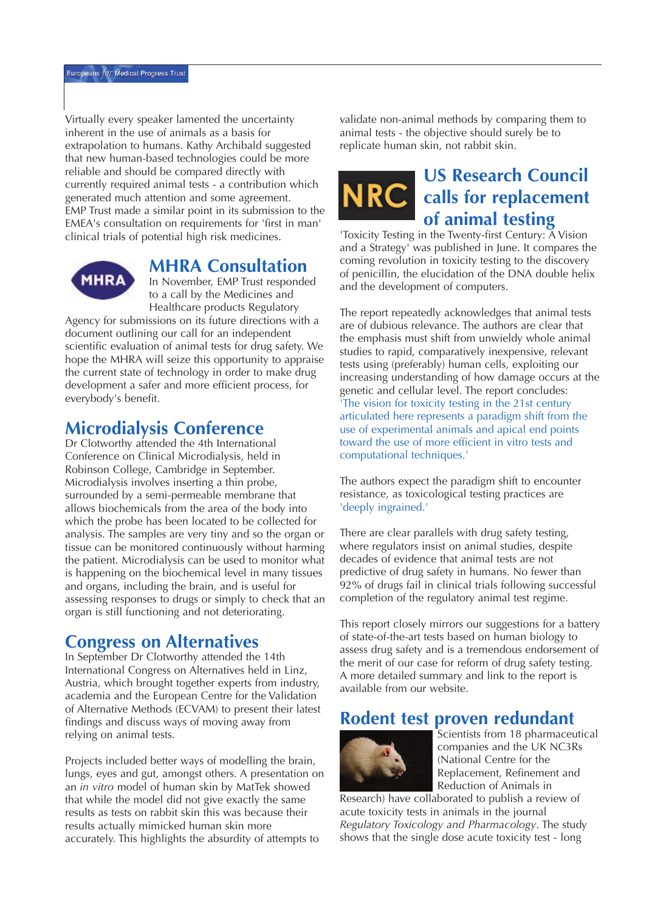Virtually every speaker lamented the uncertainty inherent in the use of animals as a basis for extrapolation to humans. Kathy Archibald suggested that new human-based technologies could be more reliable and should be compared directly with currently required animal tests - a contribution which generated much attention and some agreement. EMP Trust made a similar point in its submission to the EMEA's consultation on requirements for 'first in man' clinical trials of potential high risk medicines.

## MHRA Consultation

In November, EMP Trust responded to a call by the Medicines and Healthcare products Regulatory Agency for submissions on its future directions with a document outlining our call for an independent scientific evaluation of animal tests for drug safety. We hope the MHRA will seize this opportunity to appraise the current state of technology in order to make drug development a safer and more efficient process, for everybody's benefit.

## Microdialysis Conference

Dr Clotworthy attended the 4th International Conference on Clinical Microdialysis, held in Robinson College, Cambridge in September. Microdialysis involves inserting a thin probe, surrounded by a semi-permeable membrane that allows biochemicals from the area of the body into which the probe has been located to be collected for analysis. The samples are very tiny and so the organ or tissue can be monitored continuously without harming the patient. Microdialysis can be used to monitor what is happening on the biochemical level in many tissues and organs, including the brain, and is useful for assessing responses to drugs or simply to check that an organ is still functioning and not deteriorating.

## Congress on Alternatives

In September Dr Clotworthy attended the 14th International Congress on Alternatives held in Linz, Austria, which brought together experts from industry, academia and the European Centre for the Validation of Alternative Methods (ECVAM) to present their latest findings and discuss ways of moving away from relying on animal tests.

Projects included better ways of modelling the brain, lungs, eyes and gut, amongst others. A presentation on an *in vitro* model of human skin by MatTek showed that while the model did not give exactly the same results as tests on rabbit skin this was because their results actually mimicked human skin more accurately. This highlights the absurdity of attempts to validate non-animal methods by comparing them to animal tests - the objective should surely be to replicate human skin, not rabbit skin.

## US Research Council calls for replacement of animal testing

'Toxicity Testing in the Twenty-first Century: A Vision and a Strategy' was published in June. It compares the coming revolution in toxicity testing to the discovery of penicillin, the elucidation of the DNA double helix and the development of computers.

The report repeatedly acknowledges that animal tests are of dubious relevance. The authors are clear that the emphasis must shift from unwieldy whole animal studies to rapid, comparatively inexpensive, relevant tests using (preferably) human cells, exploiting our increasing understanding of how damage occurs at the genetic and cellular level. The report concludes: 'The vision for toxicity testing in the 21st century articulated here represents a paradigm shift from the use of experimental animals and apical end points toward the use of more efficient in vitro tests and computational techniques.'

The authors expect the paradigm shift to encounter resistance, as toxicological testing practices are 'deeply ingrained.'

There are clear parallels with drug safety testing, where regulators insist on animal studies, despite decades of evidence that animal tests are not predictive of drug safety in humans. No fewer than 92% of drugs fail in clinical trials following successful completion of the regulatory animal test regime.

This report closely mirrors our suggestions for a battery of state-of-the-art tests based on human biology to assess drug safety and is a tremendous endorsement of the merit of our case for reform of drug safety testing. A more detailed summary and link to the report is available from our website.

## Rodent test proven redundant

Scientists from 18 pharmaceutical companies and the UK NC3Rs (National Centre for the Replacement, Refinement and Reduction of Animals in Research) have collaborated to publish a review of acute toxicity tests in animals in the journal *Regulatory Toxicology and Pharmacology*. The study shows that the single dose acute toxicity test - long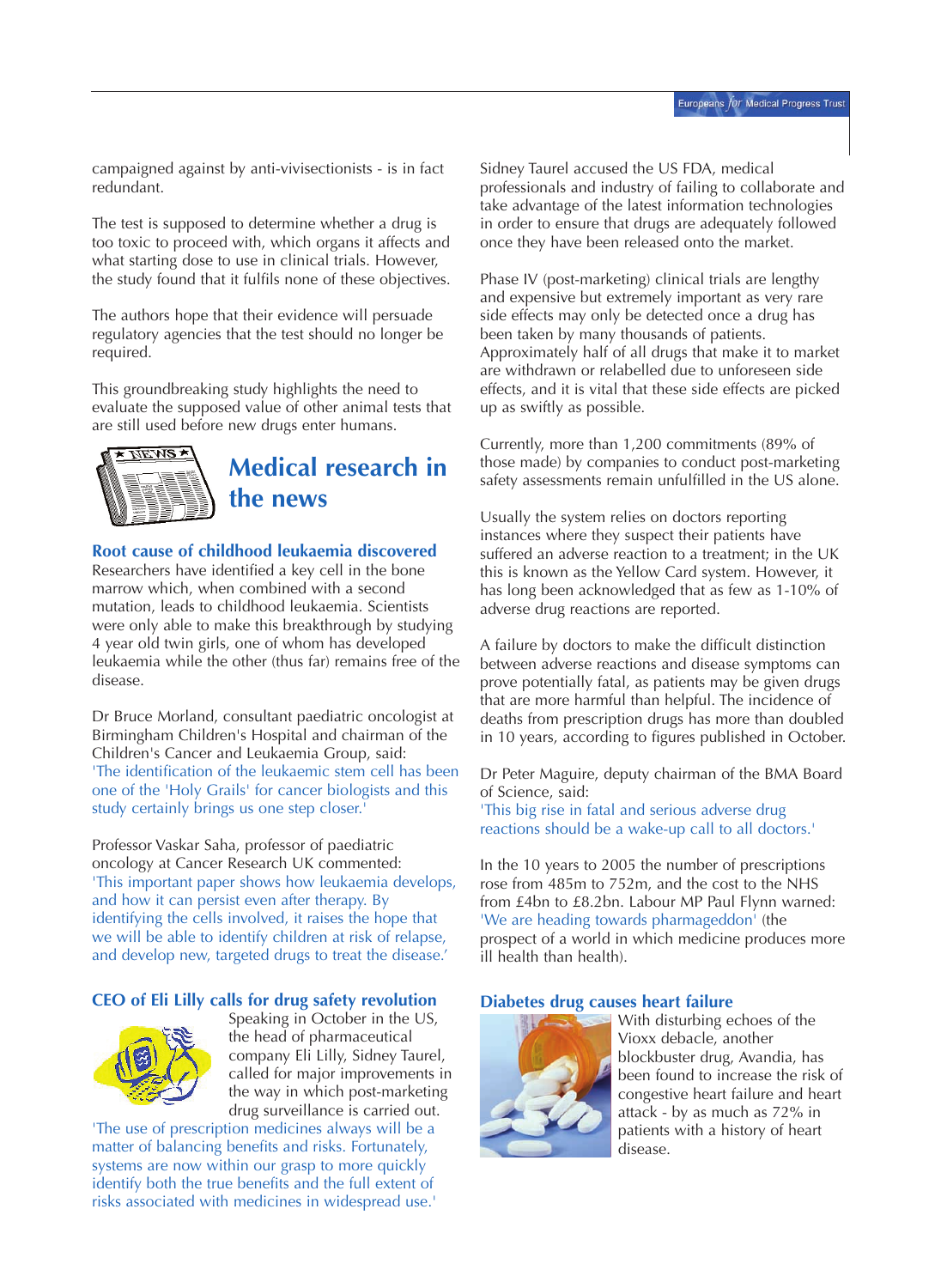campaigned against by anti-vivisectionists - is in fact redundant.

The test is supposed to determine whether a drug is too toxic to proceed with, which organs it affects and what starting dose to use in clinical trials. However, the study found that it fulfils none of these objectives.

The authors hope that their evidence will persuade regulatory agencies that the test should no longer be required.

This groundbreaking study highlights the need to evaluate the supposed value of other animal tests that are still used before new drugs enter humans.

## Medical research in the news

### Root cause of childhood leukaemia discovered

Researchers have identified a key cell in the bone marrow which, when combined with a second mutation, leads to childhood leukaemia. Scientists were only able to make this breakthrough by studying 4 year old twin girls, one of whom has developed leukaemia while the other (thus far) remains free of the disease.

Dr Bruce Morland, consultant paediatric oncologist at Birmingham Children's Hospital and chairman of the Children's Cancer and Leukaemia Group, said:
'The identification of the leukaemic stem cell has been one of the 'Holy Grails' for cancer biologists and this study certainly brings us one step closer.'

Professor Vaskar Saha, professor of paediatric oncology at Cancer Research UK commented:
'This important paper shows how leukaemia develops, and how it can persist even after therapy. By identifying the cells involved, it raises the hope that we will be able to identify children at risk of relapse, and develop new, targeted drugs to treat the disease.'

### CEO of Eli Lilly calls for drug safety revolution

Speaking in October in the US, the head of pharmaceutical company Eli Lilly, Sidney Taurel, called for major improvements in the way in which post-marketing drug surveillance is carried out.
'The use of prescription medicines always will be a matter of balancing benefits and risks. Fortunately, systems are now within our grasp to more quickly identify both the true benefits and the full extent of risks associated with medicines in widespread use.'

Sidney Taurel accused the US FDA, medical professionals and industry of failing to collaborate and take advantage of the latest information technologies in order to ensure that drugs are adequately followed once they have been released onto the market.

Phase IV (post-marketing) clinical trials are lengthy and expensive but extremely important as very rare side effects may only be detected once a drug has been taken by many thousands of patients. Approximately half of all drugs that make it to market are withdrawn or relabelled due to unforeseen side effects, and it is vital that these side effects are picked up as swiftly as possible.

Currently, more than 1,200 commitments (89% of those made) by companies to conduct post-marketing safety assessments remain unfulfilled in the US alone.

Usually the system relies on doctors reporting instances where they suspect their patients have suffered an adverse reaction to a treatment; in the UK this is known as the Yellow Card system. However, it has long been acknowledged that as few as 1-10% of adverse drug reactions are reported.

A failure by doctors to make the difficult distinction between adverse reactions and disease symptoms can prove potentially fatal, as patients may be given drugs that are more harmful than helpful. The incidence of deaths from prescription drugs has more than doubled in 10 years, according to figures published in October.

Dr Peter Maguire, deputy chairman of the BMA Board of Science, said:
'This big rise in fatal and serious adverse drug reactions should be a wake-up call to all doctors.'

In the 10 years to 2005 the number of prescriptions rose from 485m to 752m, and the cost to the NHS from £4bn to £8.2bn. Labour MP Paul Flynn warned: 'We are heading towards pharmageddon' (the prospect of a world in which medicine produces more ill health than health).

### Diabetes drug causes heart failure

With disturbing echoes of the Vioxx debacle, another blockbuster drug, Avandia, has been found to increase the risk of congestive heart failure and heart attack - by as much as 72% in patients with a history of heart disease.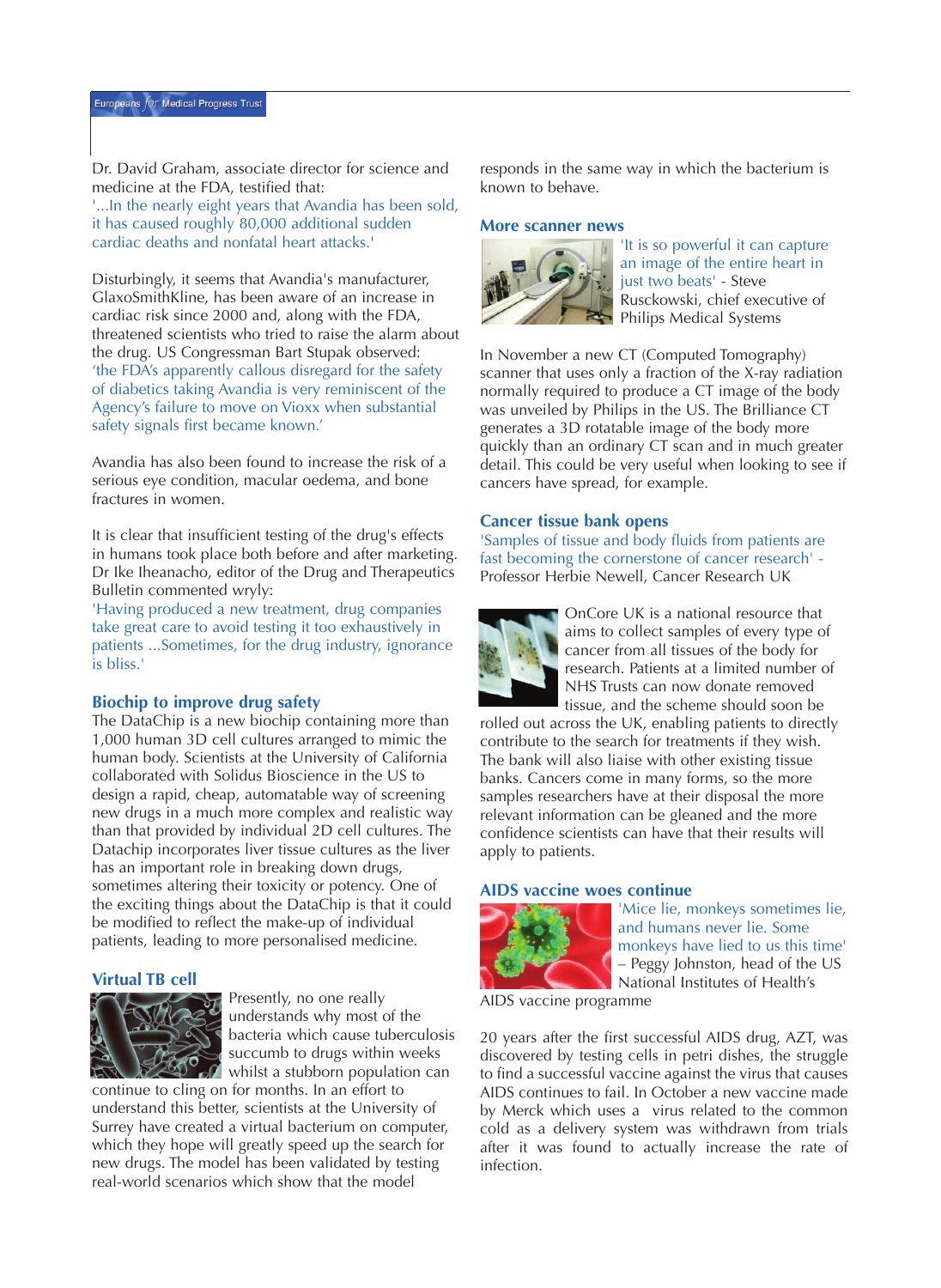Dr. David Graham, associate director for science and medicine at the FDA, testified that:
'...In the nearly eight years that Avandia has been sold, it has caused roughly 80,000 additional sudden cardiac deaths and nonfatal heart attacks.'

Disturbingly, it seems that Avandia's manufacturer, GlaxoSmithKline, has been aware of an increase in cardiac risk since 2000 and, along with the FDA, threatened scientists who tried to raise the alarm about the drug. US Congressman Bart Stupak observed:
'the FDA's apparently callous disregard for the safety of diabetics taking Avandia is very reminiscent of the Agency's failure to move on Vioxx when substantial safety signals first became known.'

Avandia has also been found to increase the risk of a serious eye condition, macular oedema, and bone fractures in women.

It is clear that insufficient testing of the drug's effects in humans took place both before and after marketing. Dr Ike Iheanacho, editor of the Drug and Therapeutics Bulletin commented wryly:
'Having produced a new treatment, drug companies take great care to avoid testing it too exhaustively in patients ...Sometimes, for the drug industry, ignorance is bliss.'

## Biochip to improve drug safety

The DataChip is a new biochip containing more than 1,000 human 3D cell cultures arranged to mimic the human body. Scientists at the University of California collaborated with Solidus Bioscience in the US to design a rapid, cheap, automatable way of screening new drugs in a much more complex and realistic way than that provided by individual 2D cell cultures. The Datachip incorporates liver tissue cultures as the liver has an important role in breaking down drugs, sometimes altering their toxicity or potency. One of the exciting things about the DataChip is that it could be modified to reflect the make-up of individual patients, leading to more personalised medicine.

## Virtual TB cell

Presently, no one really understands why most of the bacteria which cause tuberculosis succumb to drugs within weeks whilst a stubborn population can continue to cling on for months. In an effort to understand this better, scientists at the University of Surrey have created a virtual bacterium on computer, which they hope will greatly speed up the search for new drugs. The model has been validated by testing real-world scenarios which show that the model responds in the same way in which the bacterium is known to behave.

## More scanner news

'It is so powerful it can capture an image of the entire heart in just two beats' - Steve Rusckowski, chief executive of Philips Medical Systems

In November a new CT (Computed Tomography) scanner that uses only a fraction of the X-ray radiation normally required to produce a CT image of the body was unveiled by Philips in the US. The Brilliance CT generates a 3D rotatable image of the body more quickly than an ordinary CT scan and in much greater detail. This could be very useful when looking to see if cancers have spread, for example.

## Cancer tissue bank opens

'Samples of tissue and body fluids from patients are fast becoming the cornerstone of cancer research' - Professor Herbie Newell, Cancer Research UK

OnCore UK is a national resource that aims to collect samples of every type of cancer from all tissues of the body for research. Patients at a limited number of NHS Trusts can now donate removed tissue, and the scheme should soon be rolled out across the UK, enabling patients to directly contribute to the search for treatments if they wish. The bank will also liaise with other existing tissue banks. Cancers come in many forms, so the more samples researchers have at their disposal the more relevant information can be gleaned and the more confidence scientists can have that their results will apply to patients.

## AIDS vaccine woes continue

'Mice lie, monkeys sometimes lie, and humans never lie. Some monkeys have lied to us this time' – Peggy Johnston, head of the US National Institutes of Health's AIDS vaccine programme

20 years after the first successful AIDS drug, AZT, was discovered by testing cells in petri dishes, the struggle to find a successful vaccine against the virus that causes AIDS continues to fail. In October a new vaccine made by Merck which uses a virus related to the common cold as a delivery system was withdrawn from trials after it was found to actually increase the rate of infection.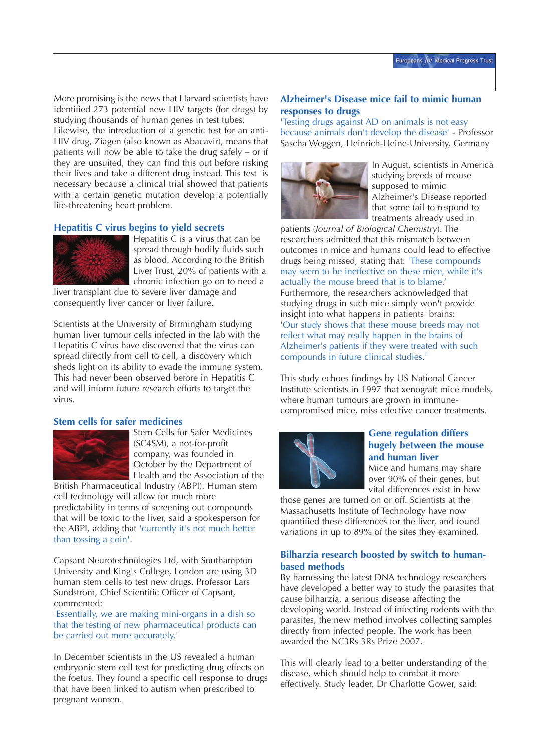More promising is the news that Harvard scientists have identified 273 potential new HIV targets (for drugs) by studying thousands of human genes in test tubes. Likewise, the introduction of a genetic test for an anti-HIV drug, Ziagen (also known as Abacavir), means that patients will now be able to take the drug safely – or if they are unsuited, they can find this out before risking their lives and take a different drug instead. This test is necessary because a clinical trial showed that patients with a certain genetic mutation develop a potentially life-threatening heart problem.

### Hepatitis C virus begins to yield secrets

Hepatitis C is a virus that can be spread through bodily fluids such as blood. According to the British Liver Trust, 20% of patients with a chronic infection go on to need a liver transplant due to severe liver damage and consequently liver cancer or liver failure.

Scientists at the University of Birmingham studying human liver tumour cells infected in the lab with the Hepatitis C virus have discovered that the virus can spread directly from cell to cell, a discovery which sheds light on its ability to evade the immune system. This had never been observed before in Hepatitis C and will inform future research efforts to target the virus.

### Stem cells for safer medicines

Stem Cells for Safer Medicines (SC4SM), a not-for-profit company, was founded in October by the Department of Health and the Association of the British Pharmaceutical Industry (ABPI). Human stem cell technology will allow for much more predictability in terms of screening out compounds that will be toxic to the liver, said a spokesperson for the ABPI, adding that 'currently it's not much better than tossing a coin'.

Capsant Neurotechnologies Ltd, with Southampton University and King's College, London are using 3D human stem cells to test new drugs. Professor Lars Sundstrom, Chief Scientific Officer of Capsant, commented:

'Essentially, we are making mini-organs in a dish so that the testing of new pharmaceutical products can be carried out more accurately.'

In December scientists in the US revealed a human embryonic stem cell test for predicting drug effects on the foetus. They found a specific cell response to drugs that have been linked to autism when prescribed to pregnant women.

### Alzheimer's Disease mice fail to mimic human responses to drugs

'Testing drugs against AD on animals is not easy because animals don't develop the disease' - Professor Sascha Weggen, Heinrich-Heine-University, Germany

In August, scientists in America studying breeds of mouse supposed to mimic Alzheimer's Disease reported that some fail to respond to treatments already used in patients (*Journal of Biological Chemistry*). The researchers admitted that this mismatch between outcomes in mice and humans could lead to effective drugs being missed, stating that: 'These compounds may seem to be ineffective on these mice, while it's actually the mouse breed that is to blame.' Furthermore, the researchers acknowledged that studying drugs in such mice simply won't provide insight into what happens in patients' brains: 'Our study shows that these mouse breeds may not reflect what may really happen in the brains of Alzheimer's patients if they were treated with such compounds in future clinical studies.'

This study echoes findings by US National Cancer Institute scientists in 1997 that xenograft mice models, where human tumours are grown in immune-compromised mice, miss effective cancer treatments.

### Gene regulation differs hugely between the mouse and human liver

Mice and humans may share over 90% of their genes, but vital differences exist in how those genes are turned on or off. Scientists at the Massachusetts Institute of Technology have now quantified these differences for the liver, and found variations in up to 89% of the sites they examined.

### Bilharzia research boosted by switch to human-based methods

By harnessing the latest DNA technology researchers have developed a better way to study the parasites that cause bilharzia, a serious disease affecting the developing world. Instead of infecting rodents with the parasites, the new method involves collecting samples directly from infected people. The work has been awarded the NC3Rs 3Rs Prize 2007.

This will clearly lead to a better understanding of the disease, which should help to combat it more effectively. Study leader, Dr Charlotte Gower, said: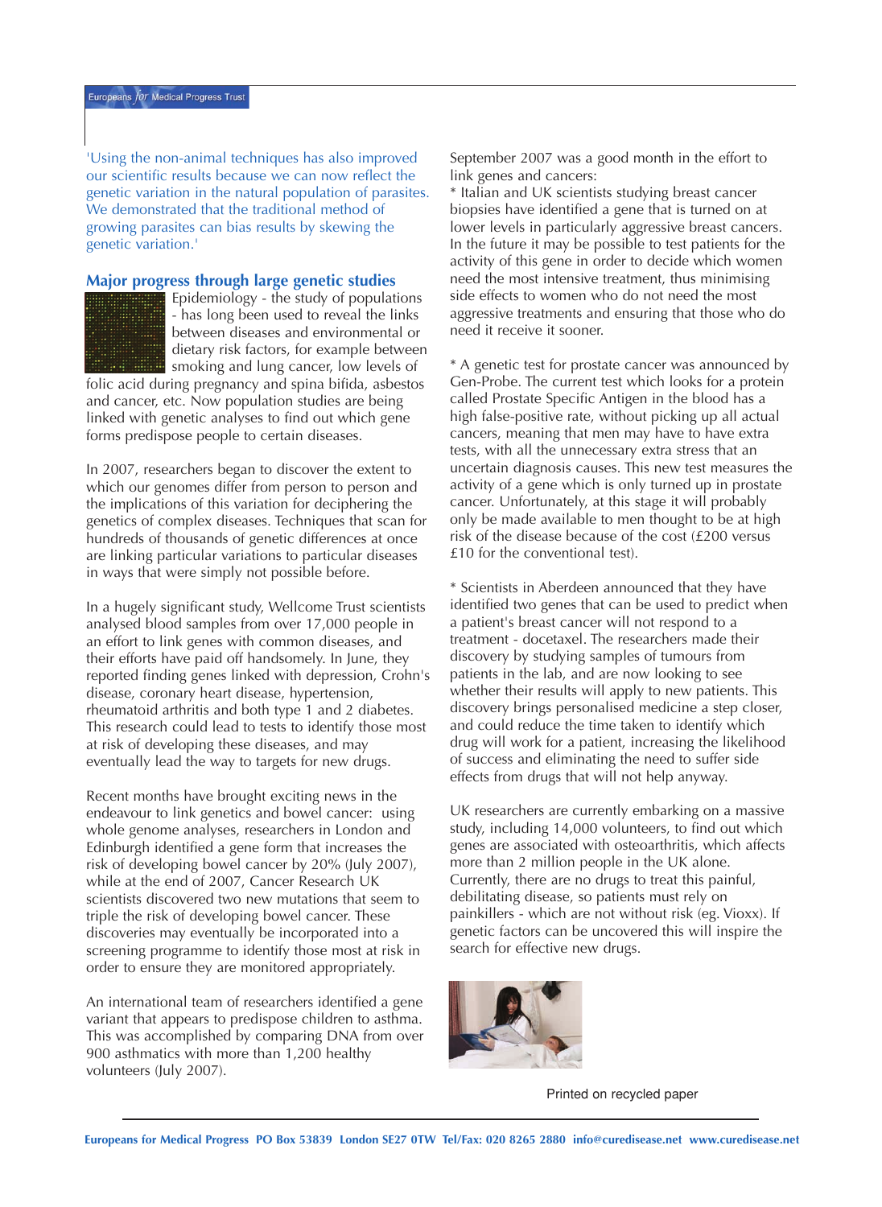'Using the non-animal techniques has also improved our scientific results because we can now reflect the genetic variation in the natural population of parasites. We demonstrated that the traditional method of growing parasites can bias results by skewing the genetic variation.'

## Major progress through large genetic studies

Epidemiology - the study of populations - has long been used to reveal the links between diseases and environmental or dietary risk factors, for example between smoking and lung cancer, low levels of folic acid during pregnancy and spina bifida, asbestos and cancer, etc. Now population studies are being linked with genetic analyses to find out which gene forms predispose people to certain diseases.

In 2007, researchers began to discover the extent to which our genomes differ from person to person and the implications of this variation for deciphering the genetics of complex diseases. Techniques that scan for hundreds of thousands of genetic differences at once are linking particular variations to particular diseases in ways that were simply not possible before.

In a hugely significant study, Wellcome Trust scientists analysed blood samples from over 17,000 people in an effort to link genes with common diseases, and their efforts have paid off handsomely. In June, they reported finding genes linked with depression, Crohn's disease, coronary heart disease, hypertension, rheumatoid arthritis and both type 1 and 2 diabetes. This research could lead to tests to identify those most at risk of developing these diseases, and may eventually lead the way to targets for new drugs.

Recent months have brought exciting news in the endeavour to link genetics and bowel cancer: using whole genome analyses, researchers in London and Edinburgh identified a gene form that increases the risk of developing bowel cancer by 20% (July 2007), while at the end of 2007, Cancer Research UK scientists discovered two new mutations that seem to triple the risk of developing bowel cancer. These discoveries may eventually be incorporated into a screening programme to identify those most at risk in order to ensure they are monitored appropriately.

An international team of researchers identified a gene variant that appears to predispose children to asthma. This was accomplished by comparing DNA from over 900 asthmatics with more than 1,200 healthy volunteers (July 2007).

September 2007 was a good month in the effort to link genes and cancers:

* Italian and UK scientists studying breast cancer biopsies have identified a gene that is turned on at lower levels in particularly aggressive breast cancers. In the future it may be possible to test patients for the activity of this gene in order to decide which women need the most intensive treatment, thus minimising side effects to women who do not need the most aggressive treatments and ensuring that those who do need it receive it sooner.

* A genetic test for prostate cancer was announced by Gen-Probe. The current test which looks for a protein called Prostate Specific Antigen in the blood has a high false-positive rate, without picking up all actual cancers, meaning that men may have to have extra tests, with all the unnecessary extra stress that an uncertain diagnosis causes. This new test measures the activity of a gene which is only turned up in prostate cancer. Unfortunately, at this stage it will probably only be made available to men thought to be at high risk of the disease because of the cost (£200 versus £10 for the conventional test).

* Scientists in Aberdeen announced that they have identified two genes that can be used to predict when a patient's breast cancer will not respond to a treatment - docetaxel. The researchers made their discovery by studying samples of tumours from patients in the lab, and are now looking to see whether their results will apply to new patients. This discovery brings personalised medicine a step closer, and could reduce the time taken to identify which drug will work for a patient, increasing the likelihood of success and eliminating the need to suffer side effects from drugs that will not help anyway.

UK researchers are currently embarking on a massive study, including 14,000 volunteers, to find out which genes are associated with osteoarthritis, which affects more than 2 million people in the UK alone. Currently, there are no drugs to treat this painful, debilitating disease, so patients must rely on painkillers - which are not without risk (eg. Vioxx). If genetic factors can be uncovered this will inspire the search for effective new drugs.

Printed on recycled paper

Europeans for Medical Progress PO Box 53839 London SE27 0TW Tel/Fax: 020 8265 2880 info@curedisease.net www.curedisease.net